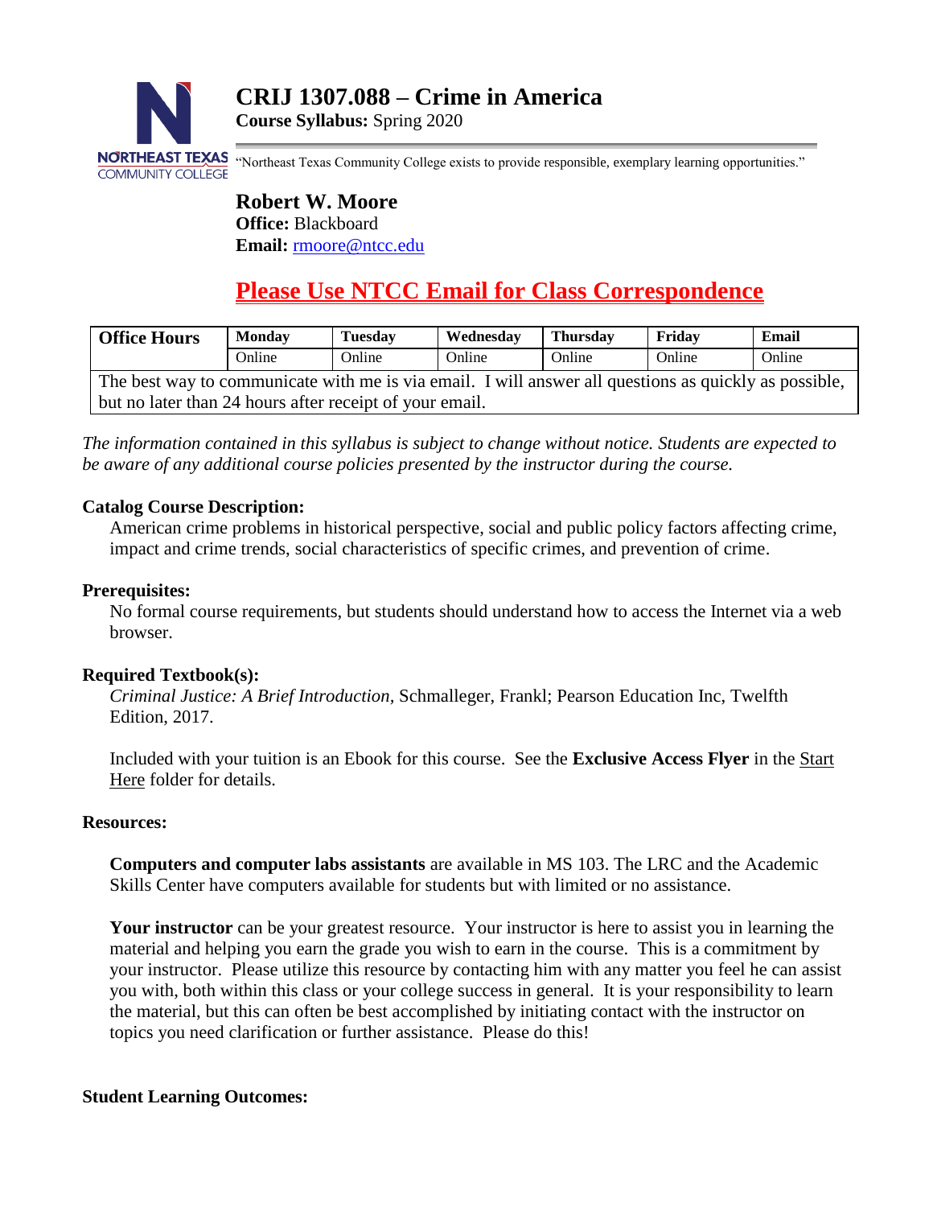# CRIJ 1307.088 – Crime in America

**Course Syllabus:** Spring 2020

"Northeast Texas Community College exists to provide responsible, exemplary learning opportunities."

**Robert W. Moore**
**Office:** Blackboard
**Email:** rmoore@ntcc.edu

## Please Use NTCC Email for Class Correspondence

| Office Hours | Monday | Tuesday | Wednesday | Thursday | Friday | Email |
|---|---|---|---|---|---|---|
| | Online | Online | Online | Online | Online | Online |
| The best way to communicate with me is via email. I will answer all questions as quickly as possible, but no later than 24 hours after receipt of your email. | | | | | | |

*The information contained in this syllabus is subject to change without notice. Students are expected to be aware of any additional course policies presented by the instructor during the course.*

**Catalog Course Description:**

American crime problems in historical perspective, social and public policy factors affecting crime, impact and crime trends, social characteristics of specific crimes, and prevention of crime.

**Prerequisites:**

No formal course requirements, but students should understand how to access the Internet via a web browser.

**Required Textbook(s):**

*Criminal Justice: A Brief Introduction*, Schmalleger, Frankl; Pearson Education Inc, Twelfth Edition, 2017.

Included with your tuition is an Ebook for this course. See the **Exclusive Access Flyer** in the Start Here folder for details.

**Resources:**

**Computers and computer labs assistants** are available in MS 103. The LRC and the Academic Skills Center have computers available for students but with limited or no assistance.

**Your instructor** can be your greatest resource. Your instructor is here to assist you in learning the material and helping you earn the grade you wish to earn in the course. This is a commitment by your instructor. Please utilize this resource by contacting him with any matter you feel he can assist you with, both within this class or your college success in general. It is your responsibility to learn the material, but this can often be best accomplished by initiating contact with the instructor on topics you need clarification or further assistance. Please do this!

**Student Learning Outcomes:**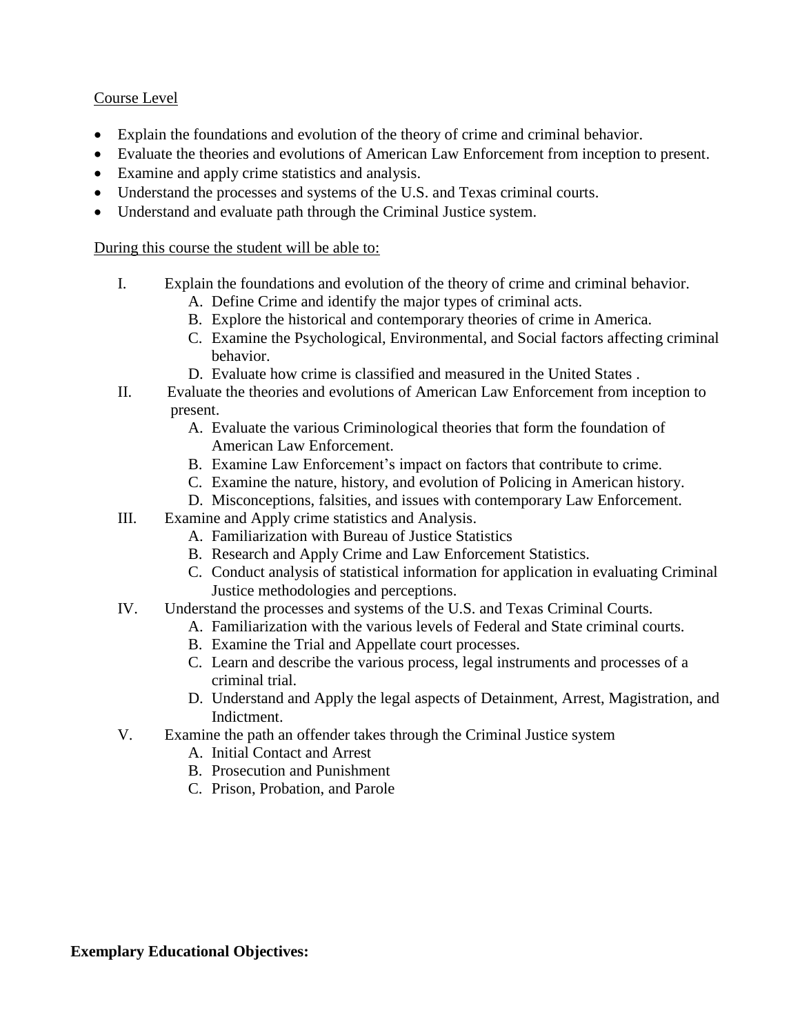Course Level

- Explain the foundations and evolution of the theory of crime and criminal behavior.
- Evaluate the theories and evolutions of American Law Enforcement from inception to present.
- Examine and apply crime statistics and analysis.
- Understand the processes and systems of the U.S. and Texas criminal courts.
- Understand and evaluate path through the Criminal Justice system.

During this course the student will be able to:

I. Explain the foundations and evolution of the theory of crime and criminal behavior.
   A. Define Crime and identify the major types of criminal acts.
   B. Explore the historical and contemporary theories of crime in America.
   C. Examine the Psychological, Environmental, and Social factors affecting criminal behavior.
   D. Evaluate how crime is classified and measured in the United States .

II. Evaluate the theories and evolutions of American Law Enforcement from inception to present.
   A. Evaluate the various Criminological theories that form the foundation of American Law Enforcement.
   B. Examine Law Enforcement's impact on factors that contribute to crime.
   C. Examine the nature, history, and evolution of Policing in American history.
   D. Misconceptions, falsities, and issues with contemporary Law Enforcement.

III. Examine and Apply crime statistics and Analysis.
   A. Familiarization with Bureau of Justice Statistics
   B. Research and Apply Crime and Law Enforcement Statistics.
   C. Conduct analysis of statistical information for application in evaluating Criminal Justice methodologies and perceptions.

IV. Understand the processes and systems of the U.S. and Texas Criminal Courts.
   A. Familiarization with the various levels of Federal and State criminal courts.
   B. Examine the Trial and Appellate court processes.
   C. Learn and describe the various process, legal instruments and processes of a criminal trial.
   D. Understand and Apply the legal aspects of Detainment, Arrest, Magistration, and Indictment.

V. Examine the path an offender takes through the Criminal Justice system
   A. Initial Contact and Arrest
   B. Prosecution and Punishment
   C. Prison, Probation, and Parole

**Exemplary Educational Objectives:**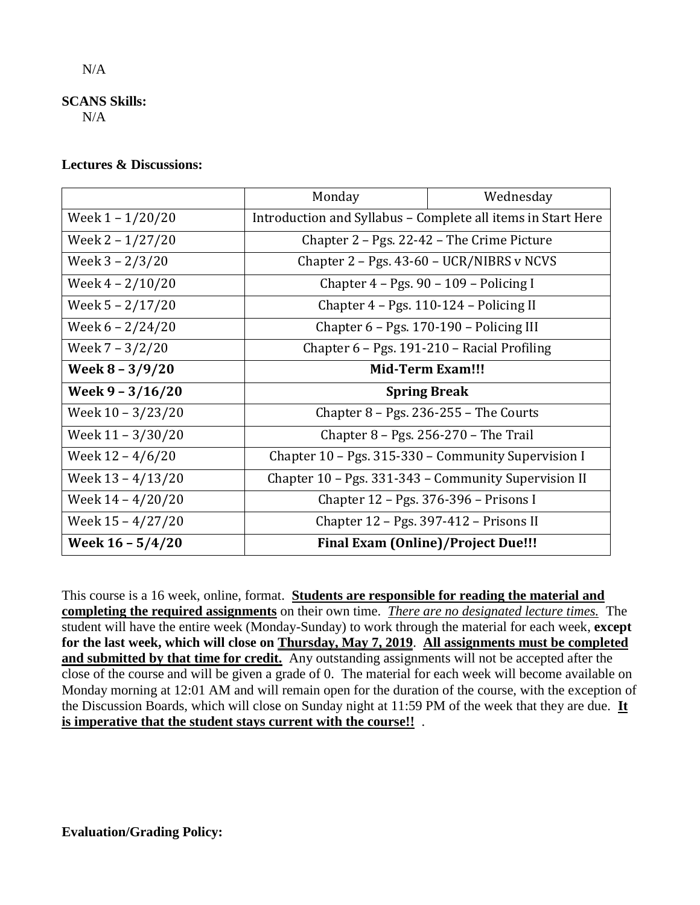N/A

**SCANS Skills:**
N/A

**Lectures & Discussions:**

| | Monday | Wednesday |
|---|---|---|
| Week 1 – 1/20/20 | Introduction and Syllabus – Complete all items in Start Here | |
| Week 2 – 1/27/20 | Chapter 2 – Pgs. 22-42 – The Crime Picture | |
| Week 3 – 2/3/20 | Chapter 2 – Pgs. 43-60 – UCR/NIBRS v NCVS | |
| Week 4 – 2/10/20 | Chapter 4 – Pgs. 90 – 109 – Policing I | |
| Week 5 – 2/17/20 | Chapter 4 – Pgs. 110-124 – Policing II | |
| Week 6 – 2/24/20 | Chapter 6 – Pgs. 170-190 – Policing III | |
| Week 7 – 3/2/20 | Chapter 6 – Pgs. 191-210 – Racial Profiling | |
| **Week 8 – 3/9/20** | **Mid-Term Exam!!!** | |
| **Week 9 – 3/16/20** | **Spring Break** | |
| Week 10 – 3/23/20 | Chapter 8 – Pgs. 236-255 – The Courts | |
| Week 11 – 3/30/20 | Chapter 8 – Pgs. 256-270 – The Trail | |
| Week 12 – 4/6/20 | Chapter 10 – Pgs. 315-330 – Community Supervision I | |
| Week 13 – 4/13/20 | Chapter 10 – Pgs. 331-343 – Community Supervision II | |
| Week 14 – 4/20/20 | Chapter 12 – Pgs. 376-396 – Prisons I | |
| Week 15 – 4/27/20 | Chapter 12 – Pgs. 397-412 – Prisons II | |
| **Week 16 – 5/4/20** | **Final Exam (Online)/Project Due!!!** | |

This course is a 16 week, online, format. **Students are responsible for reading the material and completing the required assignments** on their own time. *There are no designated lecture times.* The student will have the entire week (Monday-Sunday) to work through the material for each week, **except for the last week, which will close on Thursday, May 7, 2019**. **All assignments must be completed and submitted by that time for credit.** Any outstanding assignments will not be accepted after the close of the course and will be given a grade of 0. The material for each week will become available on Monday morning at 12:01 AM and will remain open for the duration of the course, with the exception of the Discussion Boards, which will close on Sunday night at 11:59 PM of the week that they are due. **It is imperative that the student stays current with the course!!** .

**Evaluation/Grading Policy:**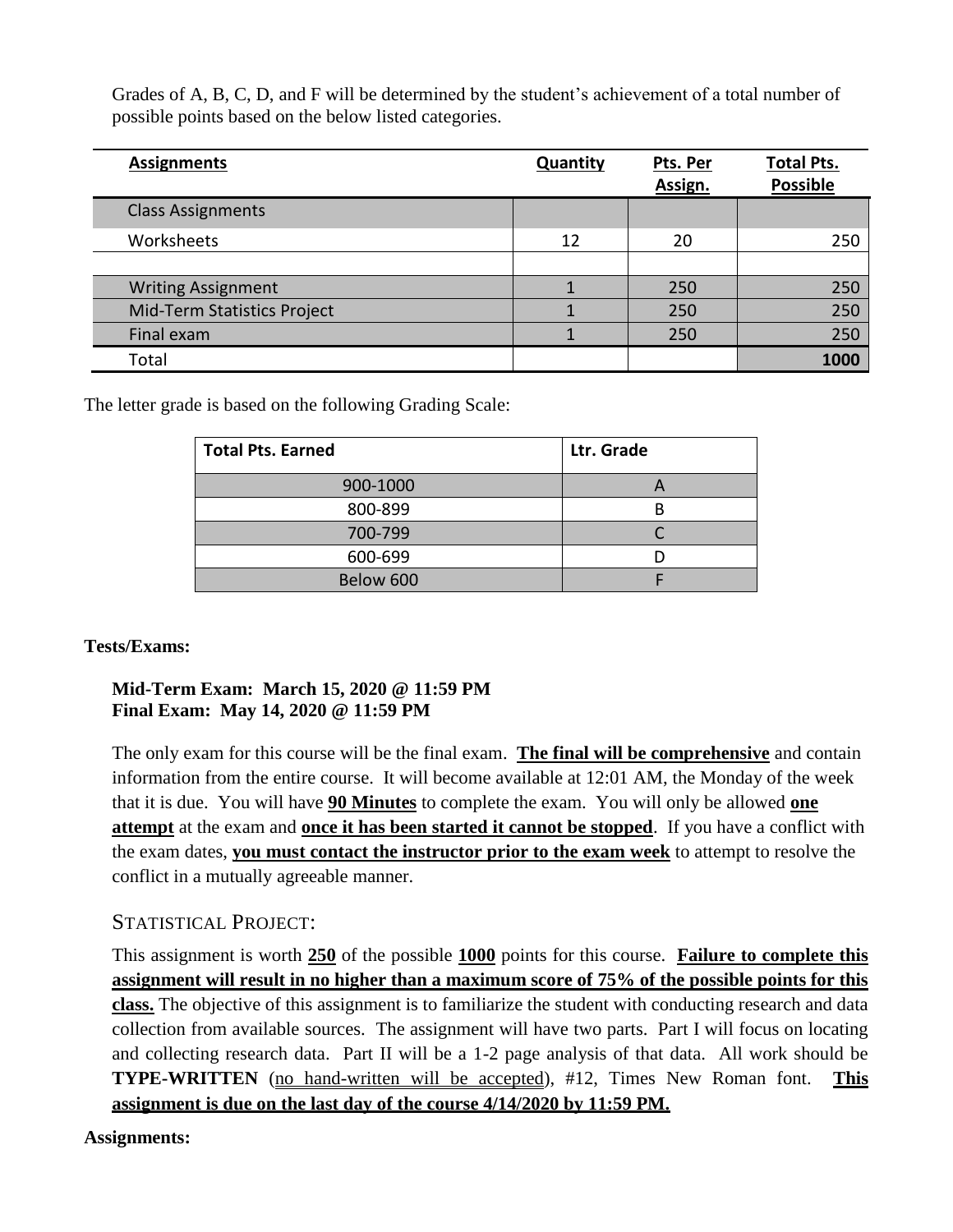Grades of A, B, C, D, and F will be determined by the student's achievement of a total number of possible points based on the below listed categories.

| **Assignments** | **Quantity** | **Pts. Per Assign.** | **Total Pts. Possible** |
|---|---|---|---|
| Class Assignments | | | |
| Worksheets | 12 | 20 | 250 |
| | | | |
| Writing Assignment | 1 | 250 | 250 |
| Mid-Term Statistics Project | 1 | 250 | 250 |
| Final exam | 1 | 250 | 250 |
| Total | | | **1000** |

The letter grade is based on the following Grading Scale:

| **Total Pts. Earned** | **Ltr. Grade** |
|---|---|
| 900-1000 | A |
| 800-899 | B |
| 700-799 | C |
| 600-699 | D |
| Below 600 | F |

**Tests/Exams:**

**Mid-Term Exam: March 15, 2020 @ 11:59 PM**
**Final Exam: May 14, 2020 @ 11:59 PM**

The only exam for this course will be the final exam. **The final will be comprehensive** and contain information from the entire course. It will become available at 12:01 AM, the Monday of the week that it is due. You will have **90 Minutes** to complete the exam. You will only be allowed **one attempt** at the exam and **once it has been started it cannot be stopped**. If you have a conflict with the exam dates, **you must contact the instructor prior to the exam week** to attempt to resolve the conflict in a mutually agreeable manner.

## STATISTICAL PROJECT:

This assignment is worth **250** of the possible **1000** points for this course. **Failure to complete this assignment will result in no higher than a maximum score of 75% of the possible points for this class.** The objective of this assignment is to familiarize the student with conducting research and data collection from available sources. The assignment will have two parts. Part I will focus on locating and collecting research data. Part II will be a 1-2 page analysis of that data. All work should be **TYPE-WRITTEN** (no hand-written will be accepted), #12, Times New Roman font. **This assignment is due on the last day of the course 4/14/2020 by 11:59 PM.**

**Assignments:**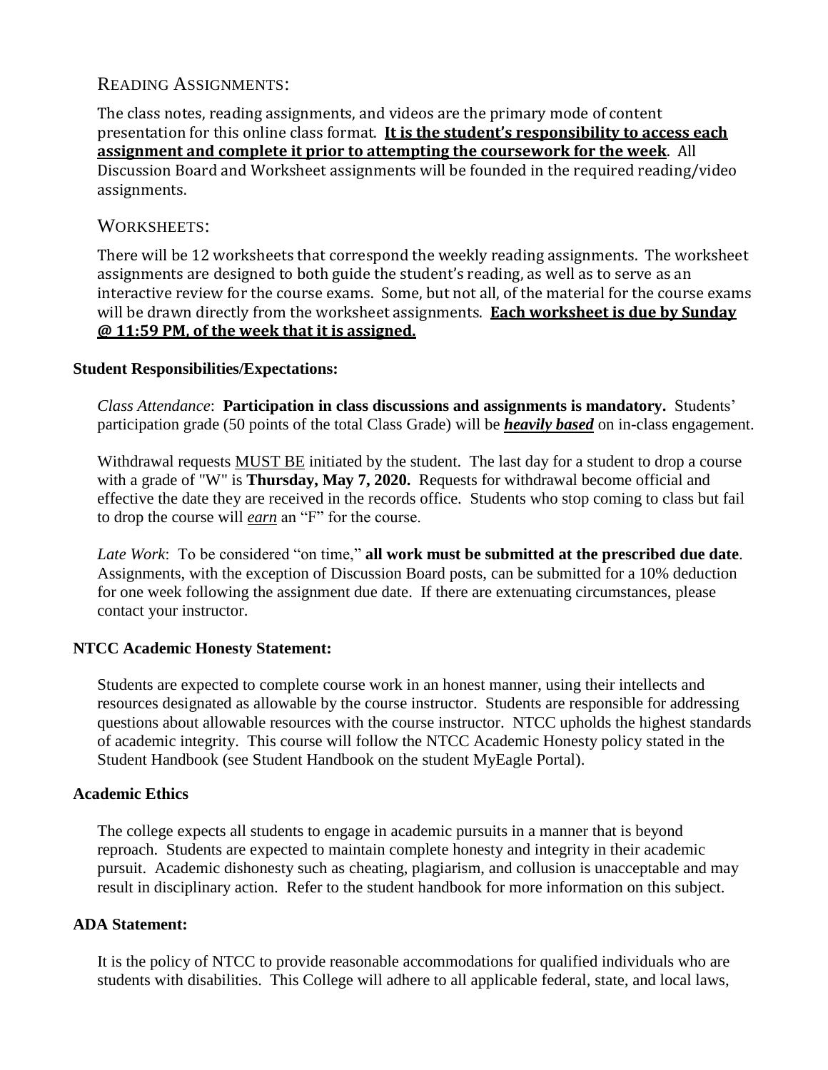## Reading Assignments:

The class notes, reading assignments, and videos are the primary mode of content presentation for this online class format. **<u>It is the student's responsibility to access each assignment and complete it prior to attempting the coursework for the week</u>**. All Discussion Board and Worksheet assignments will be founded in the required reading/video assignments.

## Worksheets:

There will be 12 worksheets that correspond the weekly reading assignments. The worksheet assignments are designed to both guide the student's reading, as well as to serve as an interactive review for the course exams. Some, but not all, of the material for the course exams will be drawn directly from the worksheet assignments. **<u>Each worksheet is due by Sunday @ 11:59 PM, of the week that it is assigned.</u>**

### Student Responsibilities/Expectations:

*Class Attendance*: **Participation in class discussions and assignments is mandatory.** Students' participation grade (50 points of the total Class Grade) will be ***<u>heavily based</u>*** on in-class engagement.

Withdrawal requests <u>MUST BE</u> initiated by the student. The last day for a student to drop a course with a grade of "W" is **Thursday, May 7, 2020.** Requests for withdrawal become official and effective the date they are received in the records office. Students who stop coming to class but fail to drop the course will *<u>earn</u>* an "F" for the course.

*Late Work*: To be considered "on time," **all work must be submitted at the prescribed due date**. Assignments, with the exception of Discussion Board posts, can be submitted for a 10% deduction for one week following the assignment due date. If there are extenuating circumstances, please contact your instructor.

### NTCC Academic Honesty Statement:

Students are expected to complete course work in an honest manner, using their intellects and resources designated as allowable by the course instructor. Students are responsible for addressing questions about allowable resources with the course instructor. NTCC upholds the highest standards of academic integrity. This course will follow the NTCC Academic Honesty policy stated in the Student Handbook (see Student Handbook on the student MyEagle Portal).

### Academic Ethics

The college expects all students to engage in academic pursuits in a manner that is beyond reproach. Students are expected to maintain complete honesty and integrity in their academic pursuit. Academic dishonesty such as cheating, plagiarism, and collusion is unacceptable and may result in disciplinary action. Refer to the student handbook for more information on this subject.

### ADA Statement:

It is the policy of NTCC to provide reasonable accommodations for qualified individuals who are students with disabilities. This College will adhere to all applicable federal, state, and local laws,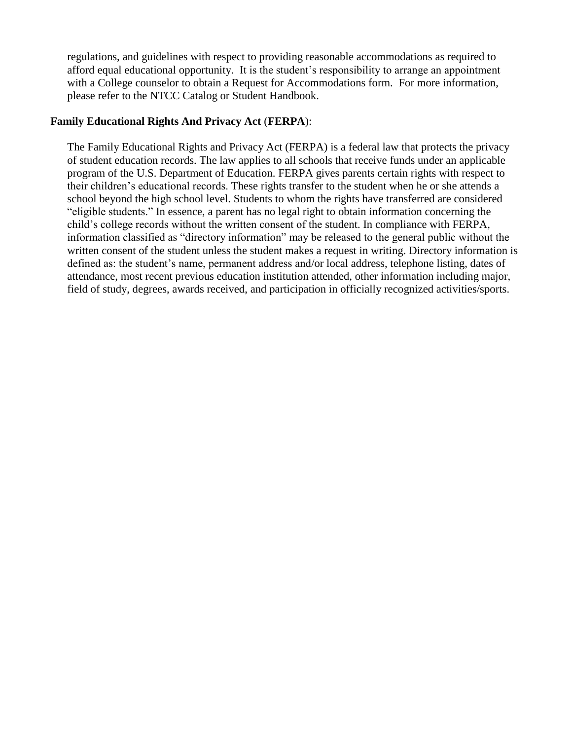regulations, and guidelines with respect to providing reasonable accommodations as required to afford equal educational opportunity. It is the student's responsibility to arrange an appointment with a College counselor to obtain a Request for Accommodations form. For more information, please refer to the NTCC Catalog or Student Handbook.

**Family Educational Rights And Privacy Act** (**FERPA**):

The Family Educational Rights and Privacy Act (FERPA) is a federal law that protects the privacy of student education records. The law applies to all schools that receive funds under an applicable program of the U.S. Department of Education. FERPA gives parents certain rights with respect to their children's educational records. These rights transfer to the student when he or she attends a school beyond the high school level. Students to whom the rights have transferred are considered "eligible students." In essence, a parent has no legal right to obtain information concerning the child's college records without the written consent of the student. In compliance with FERPA, information classified as "directory information" may be released to the general public without the written consent of the student unless the student makes a request in writing. Directory information is defined as: the student's name, permanent address and/or local address, telephone listing, dates of attendance, most recent previous education institution attended, other information including major, field of study, degrees, awards received, and participation in officially recognized activities/sports.